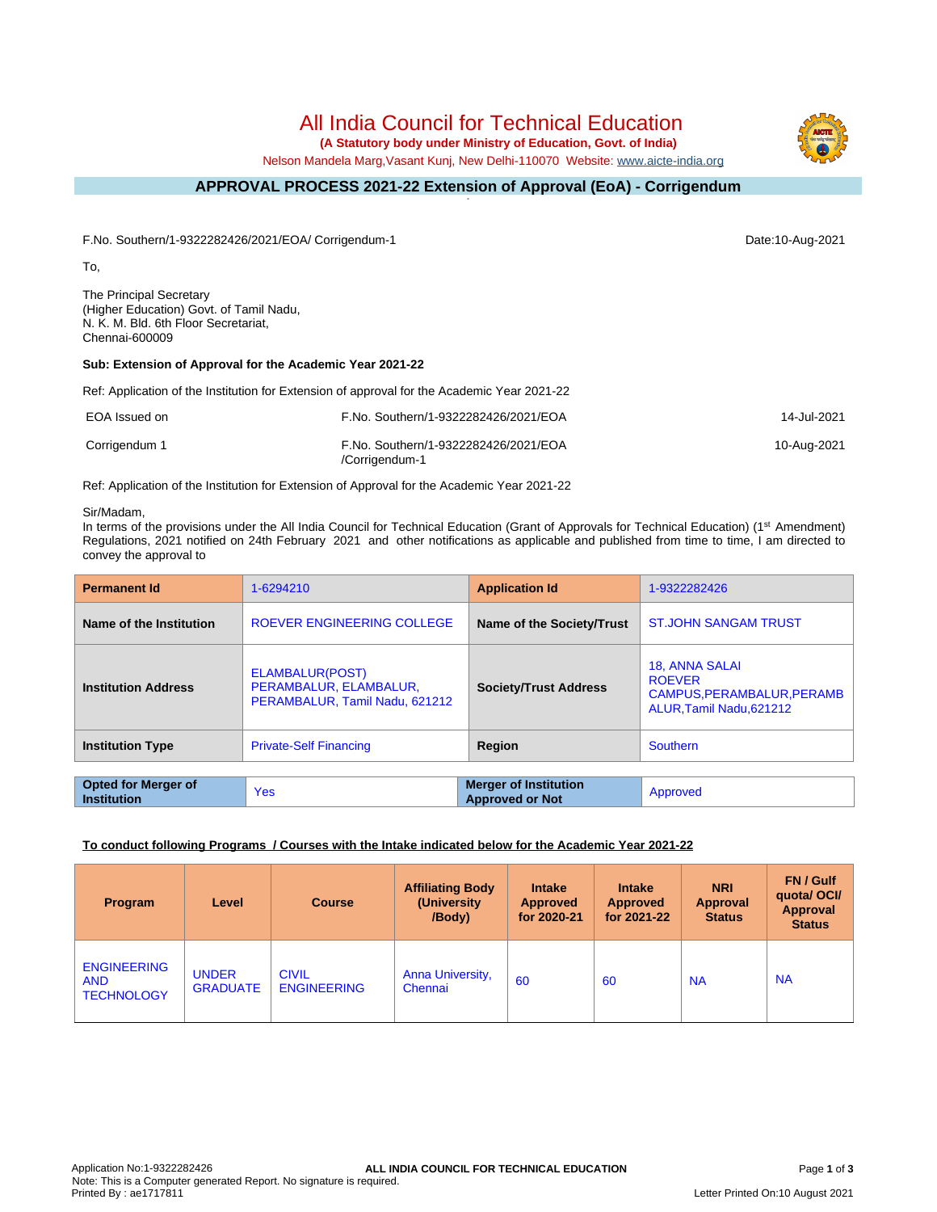# All India Council for Technical Education

**(A Statutory body under Ministry of Education, Govt. of India)**

Nelson Mandela Marg,Vasant Kunj, New Delhi-110070 Website: www.aicte-india.org

## APPROVAL PROCESS 2021-22 Extension of Approval (EoA) - Corrigendum

F.No. Southern/1-9322282426/2021/EOA/ Corrigendum-1

Date:10-Aug-2021

To,

The Principal Secretary
(Higher Education) Govt. of Tamil Nadu,
N. K. M. Bld. 6th Floor Secretariat,
Chennai-600009

**Sub: Extension of Approval for the Academic Year 2021-22**

Ref: Application of the Institution for Extension of approval for the Academic Year 2021-22

| | | |
|---|---|---|
| EOA Issued on | F.No. Southern/1-9322282426/2021/EOA | 14-Jul-2021 |
| Corrigendum 1 | F.No. Southern/1-9322282426/2021/EOA /Corrigendum-1 | 10-Aug-2021 |

Ref: Application of the Institution for Extension of Approval for the Academic Year 2021-22

Sir/Madam,

In terms of the provisions under the All India Council for Technical Education (Grant of Approvals for Technical Education) (1st Amendment) Regulations, 2021 notified on 24th February 2021 and other notifications as applicable and published from time to time, I am directed to convey the approval to

| **Permanent Id** | 1-6294210 | **Application Id** | 1-9322282426 |
|---|---|---|---|
| **Name of the Institution** | ROEVER ENGINEERING COLLEGE | **Name of the Society/Trust** | ST.JOHN SANGAM TRUST |
| **Institution Address** | ELAMBALUR(POST) PERAMBALUR, ELAMBALUR, PERAMBALUR, Tamil Nadu, 621212 | **Society/Trust Address** | 18, ANNA SALAI ROEVER CAMPUS,PERAMBALUR,PERAMBALUR,Tamil Nadu,621212 |
| **Institution Type** | Private-Self Financing | **Region** | Southern |

| **Opted for Merger of Institution** | Yes | **Merger of Institution Approved or Not** | Approved |
|---|---|---|---|

**To conduct following Programs / Courses with the Intake indicated below for the Academic Year 2021-22**

| Program | Level | Course | Affiliating Body (University /Body) | Intake Approved for 2020-21 | Intake Approved for 2021-22 | NRI Approval Status | FN / Gulf quota/ OCI/ Approval Status |
|---|---|---|---|---|---|---|---|
| ENGINEERING AND TECHNOLOGY | UNDER GRADUATE | CIVIL ENGINEERING | Anna University, Chennai | 60 | 60 | NA | NA |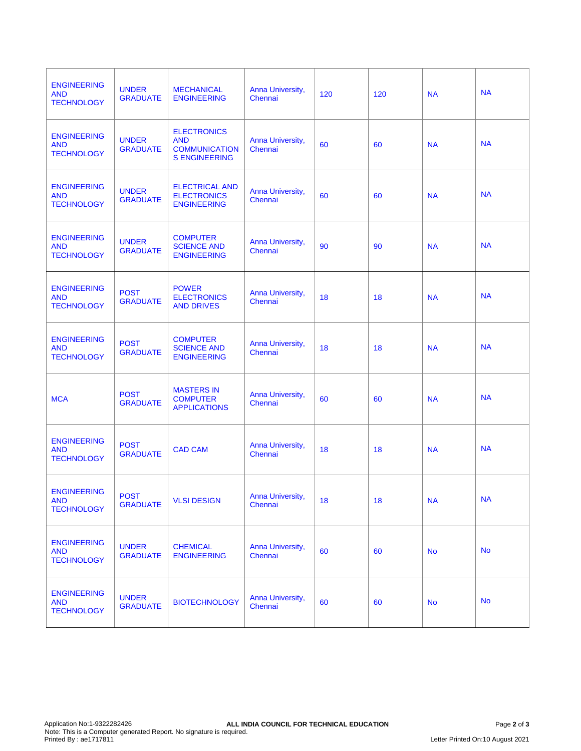| | | | | | | | |
|---|---|---|---|---|---|---|---|
| ENGINEERING AND TECHNOLOGY | UNDER GRADUATE | MECHANICAL ENGINEERING | Anna University, Chennai | 120 | 120 | NA | NA |
| ENGINEERING AND TECHNOLOGY | UNDER GRADUATE | ELECTRONICS AND COMMUNICATIONS ENGINEERING | Anna University, Chennai | 60 | 60 | NA | NA |
| ENGINEERING AND TECHNOLOGY | UNDER GRADUATE | ELECTRICAL AND ELECTRONICS ENGINEERING | Anna University, Chennai | 60 | 60 | NA | NA |
| ENGINEERING AND TECHNOLOGY | UNDER GRADUATE | COMPUTER SCIENCE AND ENGINEERING | Anna University, Chennai | 90 | 90 | NA | NA |
| ENGINEERING AND TECHNOLOGY | POST GRADUATE | POWER ELECTRONICS AND DRIVES | Anna University, Chennai | 18 | 18 | NA | NA |
| ENGINEERING AND TECHNOLOGY | POST GRADUATE | COMPUTER SCIENCE AND ENGINEERING | Anna University, Chennai | 18 | 18 | NA | NA |
| MCA | POST GRADUATE | MASTERS IN COMPUTER APPLICATIONS | Anna University, Chennai | 60 | 60 | NA | NA |
| ENGINEERING AND TECHNOLOGY | POST GRADUATE | CAD CAM | Anna University, Chennai | 18 | 18 | NA | NA |
| ENGINEERING AND TECHNOLOGY | POST GRADUATE | VLSI DESIGN | Anna University, Chennai | 18 | 18 | NA | NA |
| ENGINEERING AND TECHNOLOGY | UNDER GRADUATE | CHEMICAL ENGINEERING | Anna University, Chennai | 60 | 60 | No | No |
| ENGINEERING AND TECHNOLOGY | UNDER GRADUATE | BIOTECHNOLOGY | Anna University, Chennai | 60 | 60 | No | No |

Application No:1-9322282426
Note: This is a Computer generated Report. No signature is required.
Printed By : ae1717811

**ALL INDIA COUNCIL FOR TECHNICAL EDUCATION**

Letter Printed On:10 August 2021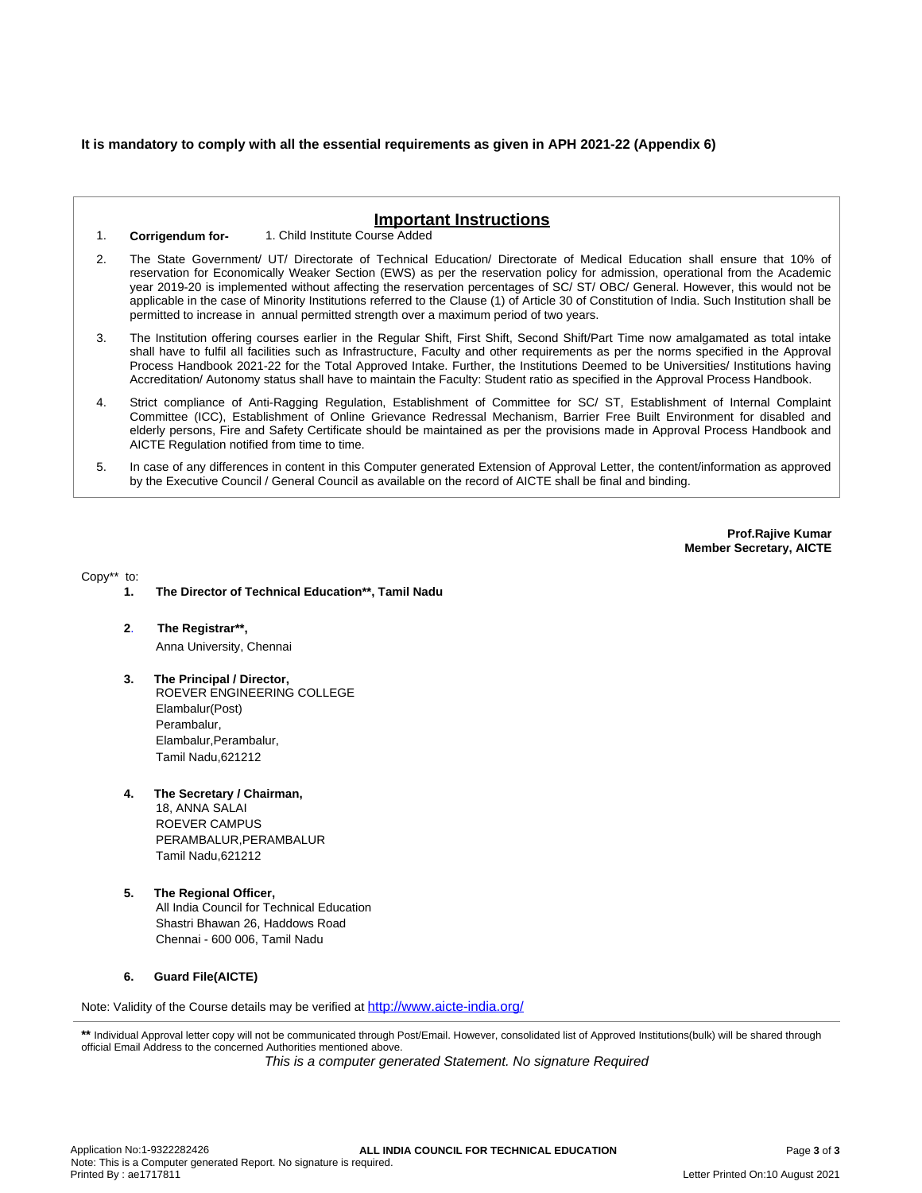**It is mandatory to comply with all the essential requirements as given in APH 2021-22 (Appendix 6)**

## Important Instructions

1. **Corrigendum for-** 1. Child Institute Course Added
2. The State Government/ UT/ Directorate of Technical Education/ Directorate of Medical Education shall ensure that 10% of reservation for Economically Weaker Section (EWS) as per the reservation policy for admission, operational from the Academic year 2019-20 is implemented without affecting the reservation percentages of SC/ ST/ OBC/ General. However, this would not be applicable in the case of Minority Institutions referred to the Clause (1) of Article 30 of Constitution of India. Such Institution shall be permitted to increase in annual permitted strength over a maximum period of two years.
3. The Institution offering courses earlier in the Regular Shift, First Shift, Second Shift/Part Time now amalgamated as total intake shall have to fulfil all facilities such as Infrastructure, Faculty and other requirements as per the norms specified in the Approval Process Handbook 2021-22 for the Total Approved Intake. Further, the Institutions Deemed to be Universities/ Institutions having Accreditation/ Autonomy status shall have to maintain the Faculty: Student ratio as specified in the Approval Process Handbook.
4. Strict compliance of Anti-Ragging Regulation, Establishment of Committee for SC/ ST, Establishment of Internal Complaint Committee (ICC), Establishment of Online Grievance Redressal Mechanism, Barrier Free Built Environment for disabled and elderly persons, Fire and Safety Certificate should be maintained as per the provisions made in Approval Process Handbook and AICTE Regulation notified from time to time.
5. In case of any differences in content in this Computer generated Extension of Approval Letter, the content/information as approved by the Executive Council / General Council as available on the record of AICTE shall be final and binding.

**Prof.Rajive Kumar**
**Member Secretary, AICTE**

Copy** to:

1. **The Director of Technical Education**, Tamil Nadu**

2. **The Registrar**,**
   Anna University, Chennai

3. **The Principal / Director,**
   ROEVER ENGINEERING COLLEGE
   Elambalur(Post)
   Perambalur,
   Elambalur,Perambalur,
   Tamil Nadu,621212

4. **The Secretary / Chairman,**
   18, ANNA SALAI
   ROEVER CAMPUS
   PERAMBALUR,PERAMBALUR
   Tamil Nadu,621212

5. **The Regional Officer,**
   All India Council for Technical Education
   Shastri Bhawan 26, Haddows Road
   Chennai - 600 006, Tamil Nadu

6. **Guard File(AICTE)**

Note: Validity of the Course details may be verified at http://www.aicte-india.org/

**** Individual Approval letter copy will not be communicated through Post/Email. However, consolidated list of Approved Institutions(bulk) will be shared through official Email Address to the concerned Authorities mentioned above.

*This is a computer generated Statement. No signature Required*

Application No:1-9322282426
Note: This is a Computer generated Report. No signature is required.
Printed By : ae1717811

Letter Printed On:10 August 2021